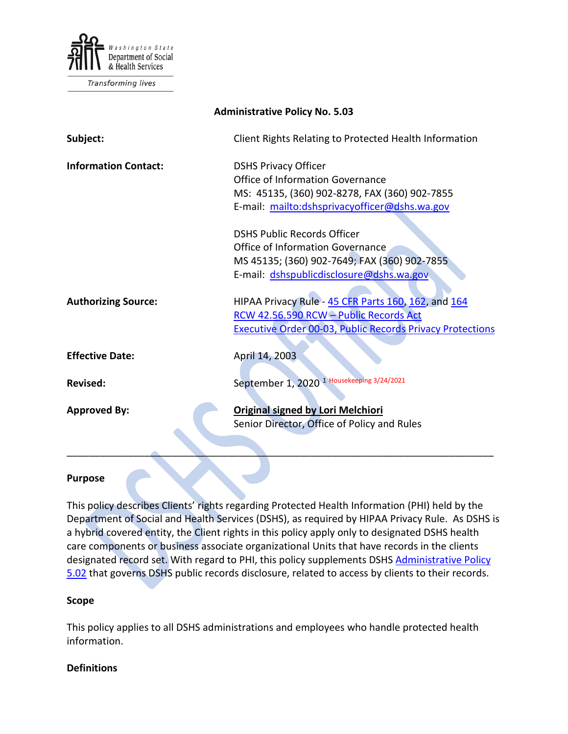Washington State Department of Social & Health Services

Transforming lives

**Administrative Policy No. 5.03**

| | |
|---|---|
| **Subject:** | Client Rights Relating to Protected Health Information |
| **Information Contact:** | DSHS Privacy Officer<br>Office of Information Governance<br>MS: 45135, (360) 902-8278, FAX (360) 902-7855<br>E-mail: mailto:dshsprivacyofficer@dshs.wa.gov<br><br>DSHS Public Records Officer<br>Office of Information Governance<br>MS 45135; (360) 902-7649; FAX (360) 902-7855<br>E-mail: dshspublicdisclosure@dshs.wa.gov |
| **Authorizing Source:** | HIPAA Privacy Rule - 45 CFR Parts 160, 162, and 164<br>RCW 42.56.590 RCW – Public Records Act<br>Executive Order 00-03, Public Records Privacy Protections |
| **Effective Date:** | April 14, 2003 |
| **Revised:** | September 1, 2020 [1] Housekeeping 3/24/2021 |
| **Approved By:** | Original signed by Lori Melchiori<br>Senior Director, Office of Policy and Rules |

---

### Purpose

This policy describes Clients' rights regarding Protected Health Information (PHI) held by the Department of Social and Health Services (DSHS), as required by HIPAA Privacy Rule. As DSHS is a hybrid covered entity, the Client rights in this policy apply only to designated DSHS health care components or business associate organizational Units that have records in the clients designated record set. With regard to PHI, this policy supplements DSHS Administrative Policy 5.02 that governs DSHS public records disclosure, related to access by clients to their records.

### Scope

This policy applies to all DSHS administrations and employees who handle protected health information.

### Definitions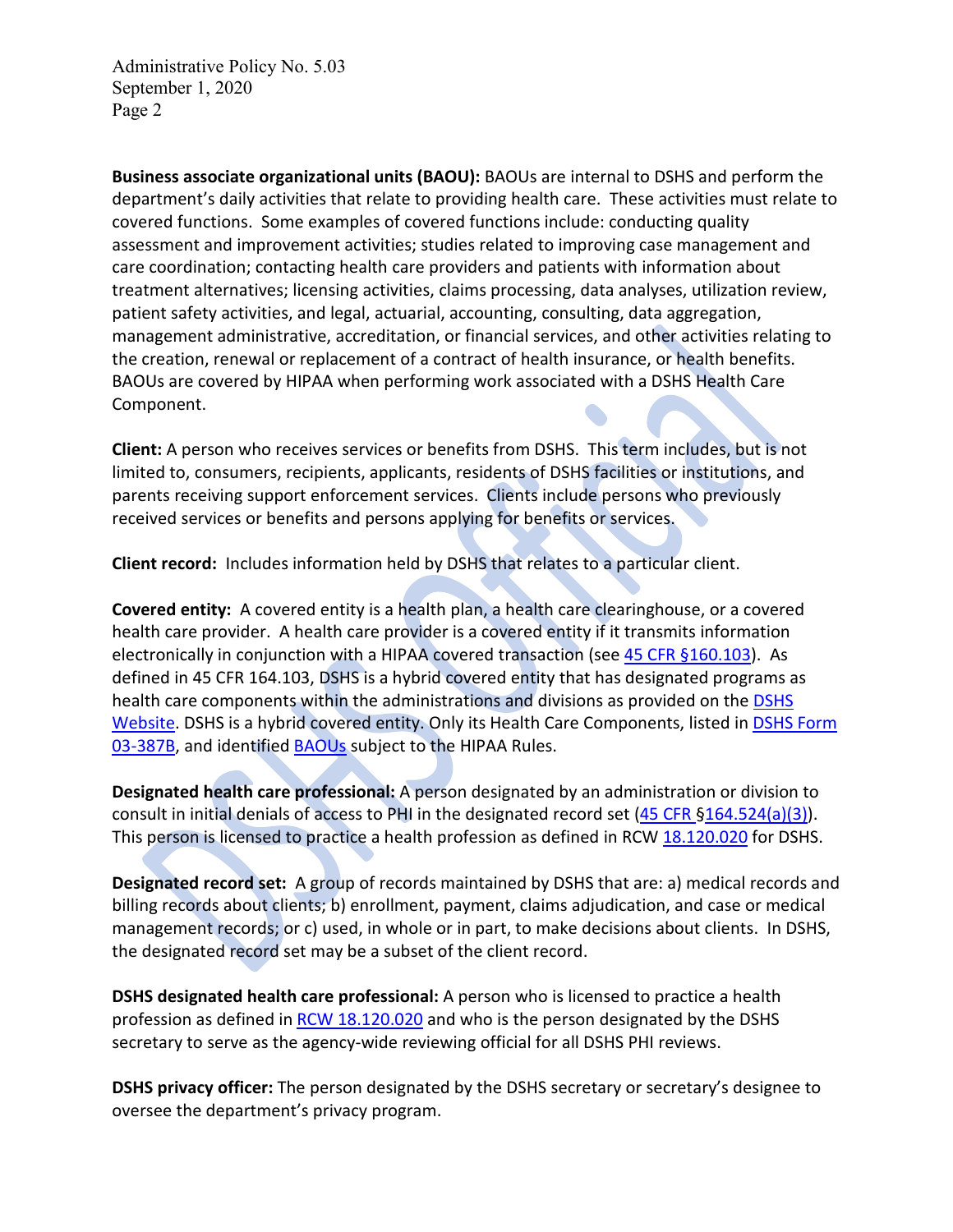**Business associate organizational units (BAOU):** BAOUs are internal to DSHS and perform the department's daily activities that relate to providing health care. These activities must relate to covered functions. Some examples of covered functions include: conducting quality assessment and improvement activities; studies related to improving case management and care coordination; contacting health care providers and patients with information about treatment alternatives; licensing activities, claims processing, data analyses, utilization review, patient safety activities, and legal, actuarial, accounting, consulting, data aggregation, management administrative, accreditation, or financial services, and other activities relating to the creation, renewal or replacement of a contract of health insurance, or health benefits. BAOUs are covered by HIPAA when performing work associated with a DSHS Health Care Component.

**Client:** A person who receives services or benefits from DSHS. This term includes, but is not limited to, consumers, recipients, applicants, residents of DSHS facilities or institutions, and parents receiving support enforcement services. Clients include persons who previously received services or benefits and persons applying for benefits or services.

**Client record:** Includes information held by DSHS that relates to a particular client.

**Covered entity:** A covered entity is a health plan, a health care clearinghouse, or a covered health care provider. A health care provider is a covered entity if it transmits information electronically in conjunction with a HIPAA covered transaction (see 45 CFR §160.103). As defined in 45 CFR 164.103, DSHS is a hybrid covered entity that has designated programs as health care components within the administrations and divisions as provided on the DSHS Website. DSHS is a hybrid covered entity. Only its Health Care Components, listed in DSHS Form 03-387B, and identified BAOUs subject to the HIPAA Rules.

**Designated health care professional:** A person designated by an administration or division to consult in initial denials of access to PHI in the designated record set (45 CFR §164.524(a)(3)). This person is licensed to practice a health profession as defined in RCW 18.120.020 for DSHS.

**Designated record set:** A group of records maintained by DSHS that are: a) medical records and billing records about clients; b) enrollment, payment, claims adjudication, and case or medical management records; or c) used, in whole or in part, to make decisions about clients. In DSHS, the designated record set may be a subset of the client record.

**DSHS designated health care professional:** A person who is licensed to practice a health profession as defined in RCW 18.120.020 and who is the person designated by the DSHS secretary to serve as the agency-wide reviewing official for all DSHS PHI reviews.

**DSHS privacy officer:** The person designated by the DSHS secretary or secretary's designee to oversee the department's privacy program.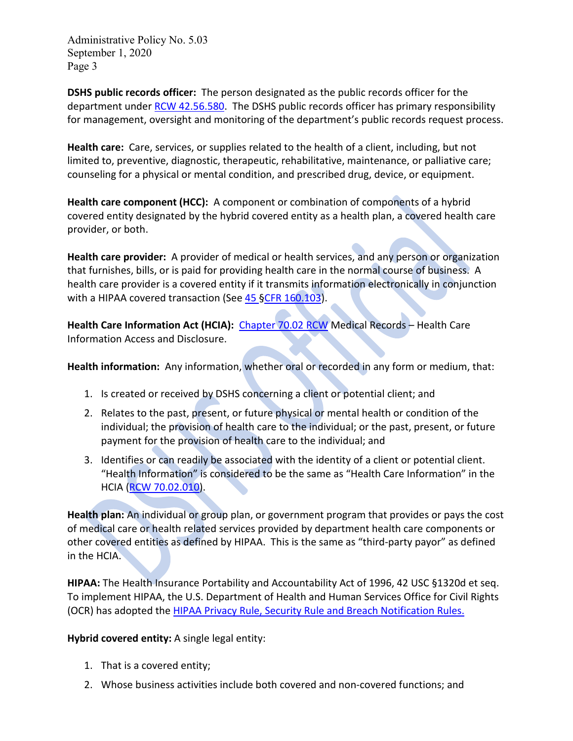**DSHS public records officer:** The person designated as the public records officer for the department under [RCW 42.56.580](). The DSHS public records officer has primary responsibility for management, oversight and monitoring of the department's public records request process.

**Health care:** Care, services, or supplies related to the health of a client, including, but not limited to, preventive, diagnostic, therapeutic, rehabilitative, maintenance, or palliative care; counseling for a physical or mental condition, and prescribed drug, device, or equipment.

**Health care component (HCC):** A component or combination of components of a hybrid covered entity designated by the hybrid covered entity as a health plan, a covered health care provider, or both.

**Health care provider:** A provider of medical or health services, and any person or organization that furnishes, bills, or is paid for providing health care in the normal course of business. A health care provider is a covered entity if it transmits information electronically in conjunction with a HIPAA covered transaction (See [45 §CFR 160.103]()).

**Health Care Information Act (HCIA):** [Chapter 70.02 RCW]() Medical Records – Health Care Information Access and Disclosure.

**Health information:** Any information, whether oral or recorded in any form or medium, that:

1. Is created or received by DSHS concerning a client or potential client; and
2. Relates to the past, present, or future physical or mental health or condition of the individual; the provision of health care to the individual; or the past, present, or future payment for the provision of health care to the individual; and
3. Identifies or can readily be associated with the identity of a client or potential client. "Health Information" is considered to be the same as "Health Care Information" in the HCIA ([RCW 70.02.010]()).

**Health plan:** An individual or group plan, or government program that provides or pays the cost of medical care or health related services provided by department health care components or other covered entities as defined by HIPAA. This is the same as "third-party payor" as defined in the HCIA.

**HIPAA:** The Health Insurance Portability and Accountability Act of 1996, 42 USC §1320d et seq. To implement HIPAA, the U.S. Department of Health and Human Services Office for Civil Rights (OCR) has adopted the [HIPAA Privacy Rule, Security Rule and Breach Notification Rules.]()

**Hybrid covered entity:** A single legal entity:

1. That is a covered entity;
2. Whose business activities include both covered and non-covered functions; and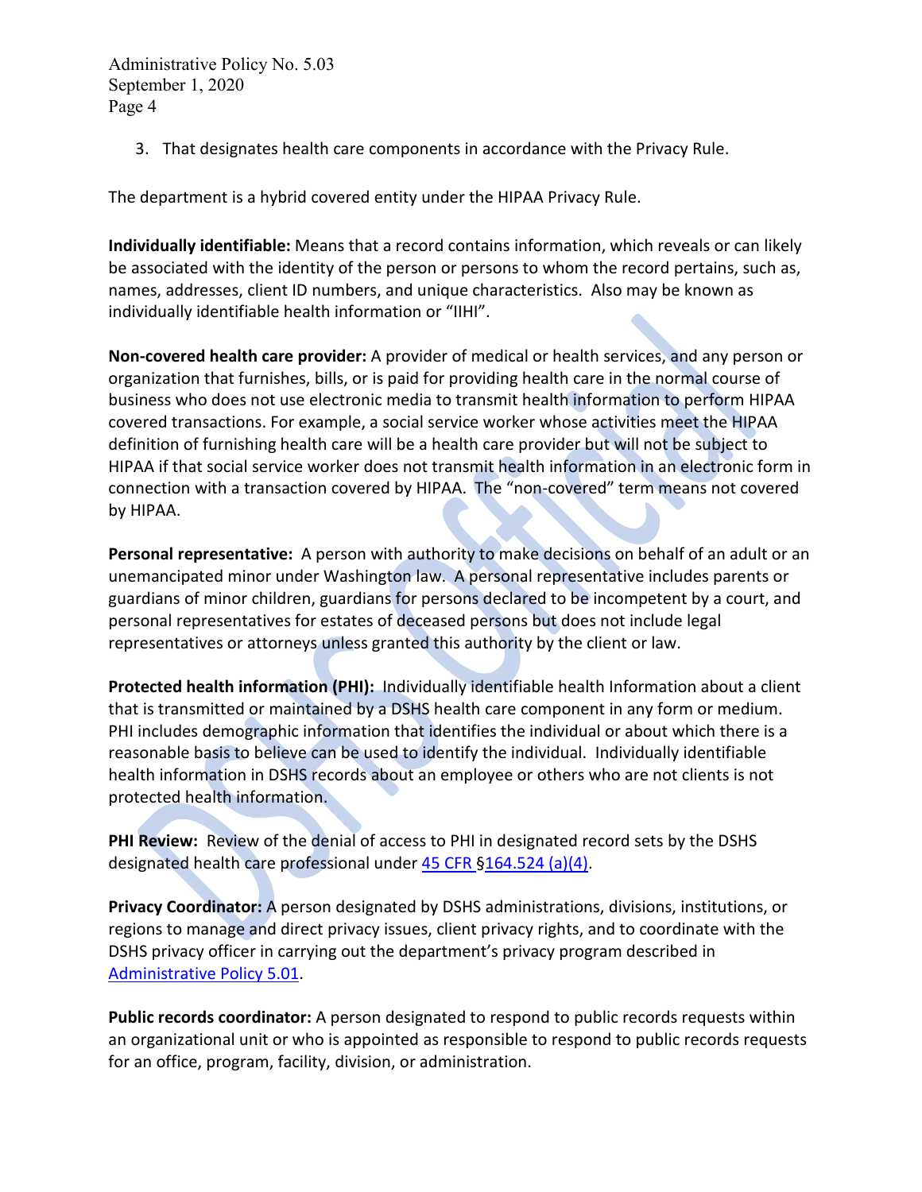3. That designates health care components in accordance with the Privacy Rule.

The department is a hybrid covered entity under the HIPAA Privacy Rule.

**Individually identifiable:** Means that a record contains information, which reveals or can likely be associated with the identity of the person or persons to whom the record pertains, such as, names, addresses, client ID numbers, and unique characteristics. Also may be known as individually identifiable health information or "IIHI".

**Non-covered health care provider:** A provider of medical or health services, and any person or organization that furnishes, bills, or is paid for providing health care in the normal course of business who does not use electronic media to transmit health information to perform HIPAA covered transactions. For example, a social service worker whose activities meet the HIPAA definition of furnishing health care will be a health care provider but will not be subject to HIPAA if that social service worker does not transmit health information in an electronic form in connection with a transaction covered by HIPAA. The "non-covered" term means not covered by HIPAA.

**Personal representative:** A person with authority to make decisions on behalf of an adult or an unemancipated minor under Washington law. A personal representative includes parents or guardians of minor children, guardians for persons declared to be incompetent by a court, and personal representatives for estates of deceased persons but does not include legal representatives or attorneys unless granted this authority by the client or law.

**Protected health information (PHI):** Individually identifiable health Information about a client that is transmitted or maintained by a DSHS health care component in any form or medium. PHI includes demographic information that identifies the individual or about which there is a reasonable basis to believe can be used to identify the individual. Individually identifiable health information in DSHS records about an employee or others who are not clients is not protected health information.

**PHI Review:** Review of the denial of access to PHI in designated record sets by the DSHS designated health care professional under 45 CFR §164.524 (a)(4).

**Privacy Coordinator:** A person designated by DSHS administrations, divisions, institutions, or regions to manage and direct privacy issues, client privacy rights, and to coordinate with the DSHS privacy officer in carrying out the department's privacy program described in Administrative Policy 5.01.

**Public records coordinator:** A person designated to respond to public records requests within an organizational unit or who is appointed as responsible to respond to public records requests for an office, program, facility, division, or administration.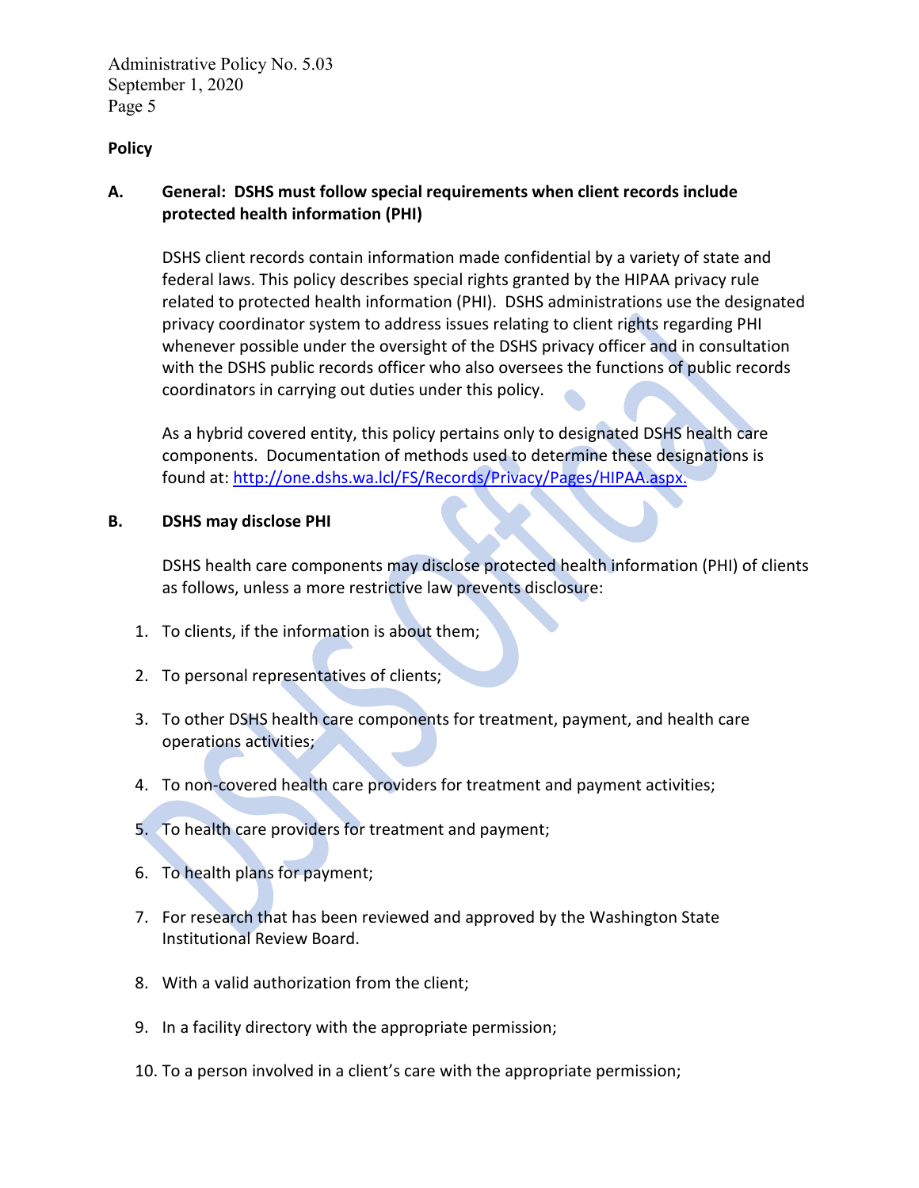## Policy

### A. General: DSHS must follow special requirements when client records include protected health information (PHI)

DSHS client records contain information made confidential by a variety of state and federal laws. This policy describes special rights granted by the HIPAA privacy rule related to protected health information (PHI). DSHS administrations use the designated privacy coordinator system to address issues relating to client rights regarding PHI whenever possible under the oversight of the DSHS privacy officer and in consultation with the DSHS public records officer who also oversees the functions of public records coordinators in carrying out duties under this policy.

As a hybrid covered entity, this policy pertains only to designated DSHS health care components. Documentation of methods used to determine these designations is found at: [http://one.dshs.wa.lcl/FS/Records/Privacy/Pages/HIPAA.aspx.](http://one.dshs.wa.lcl/FS/Records/Privacy/Pages/HIPAA.aspx)

### B. DSHS may disclose PHI

DSHS health care components may disclose protected health information (PHI) of clients as follows, unless a more restrictive law prevents disclosure:

1. To clients, if the information is about them;
2. To personal representatives of clients;
3. To other DSHS health care components for treatment, payment, and health care operations activities;
4. To non-covered health care providers for treatment and payment activities;
5. To health care providers for treatment and payment;
6. To health plans for payment;
7. For research that has been reviewed and approved by the Washington State Institutional Review Board.
8. With a valid authorization from the client;
9. In a facility directory with the appropriate permission;
10. To a person involved in a client's care with the appropriate permission;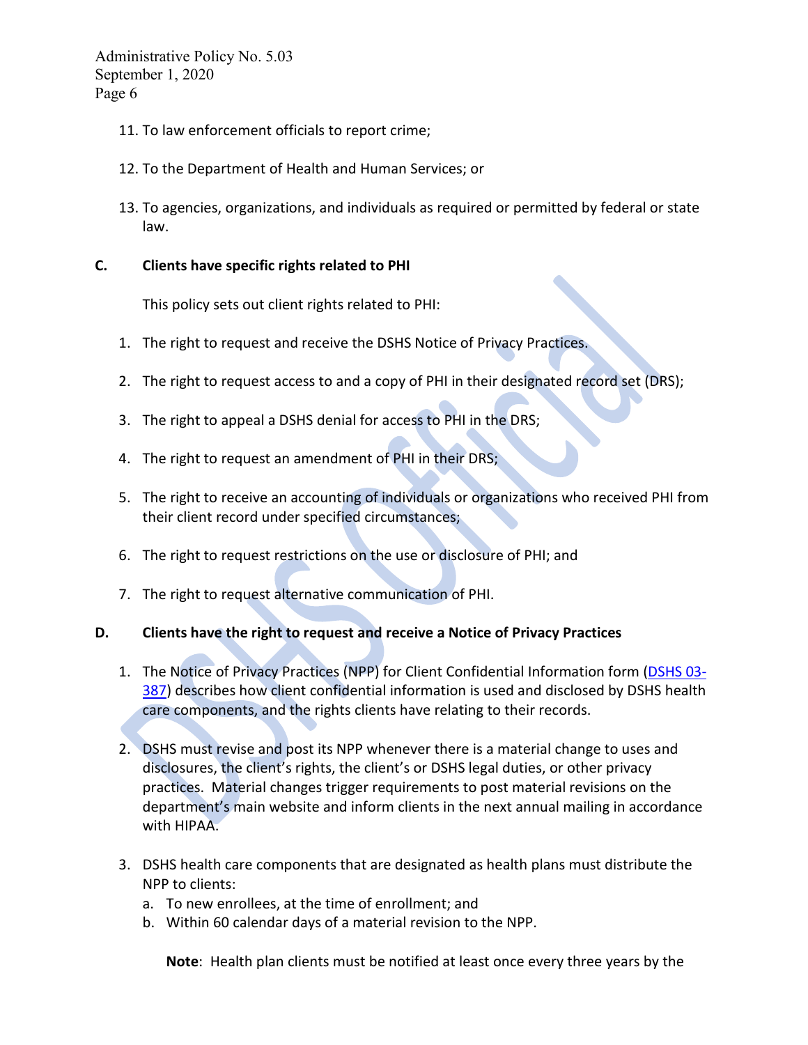11. To law enforcement officials to report crime;

12. To the Department of Health and Human Services; or

13. To agencies, organizations, and individuals as required or permitted by federal or state law.

**C. Clients have specific rights related to PHI**

This policy sets out client rights related to PHI:

1. The right to request and receive the DSHS Notice of Privacy Practices.

2. The right to request access to and a copy of PHI in their designated record set (DRS);

3. The right to appeal a DSHS denial for access to PHI in the DRS;

4. The right to request an amendment of PHI in their DRS;

5. The right to receive an accounting of individuals or organizations who received PHI from their client record under specified circumstances;

6. The right to request restrictions on the use or disclosure of PHI; and

7. The right to request alternative communication of PHI.

**D. Clients have the right to request and receive a Notice of Privacy Practices**

1. The Notice of Privacy Practices (NPP) for Client Confidential Information form (DSHS 03-387) describes how client confidential information is used and disclosed by DSHS health care components, and the rights clients have relating to their records.

2. DSHS must revise and post its NPP whenever there is a material change to uses and disclosures, the client's rights, the client's or DSHS legal duties, or other privacy practices. Material changes trigger requirements to post material revisions on the department's main website and inform clients in the next annual mailing in accordance with HIPAA.

3. DSHS health care components that are designated as health plans must distribute the NPP to clients:
   a. To new enrollees, at the time of enrollment; and
   b. Within 60 calendar days of a material revision to the NPP.

   **Note**: Health plan clients must be notified at least once every three years by the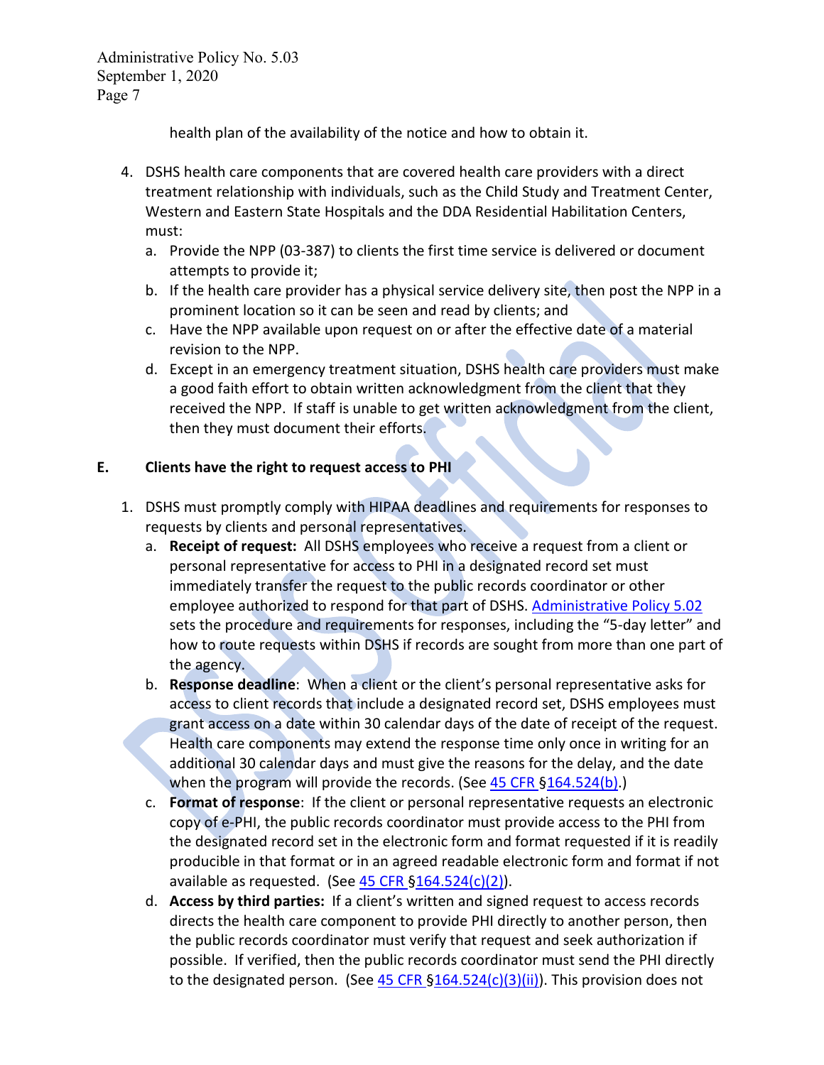health plan of the availability of the notice and how to obtain it.

4. DSHS health care components that are covered health care providers with a direct treatment relationship with individuals, such as the Child Study and Treatment Center, Western and Eastern State Hospitals and the DDA Residential Habilitation Centers, must:
   a. Provide the NPP (03-387) to clients the first time service is delivered or document attempts to provide it;
   b. If the health care provider has a physical service delivery site, then post the NPP in a prominent location so it can be seen and read by clients; and
   c. Have the NPP available upon request on or after the effective date of a material revision to the NPP.
   d. Except in an emergency treatment situation, DSHS health care providers must make a good faith effort to obtain written acknowledgment from the client that they received the NPP. If staff is unable to get written acknowledgment from the client, then they must document their efforts.

## E. Clients have the right to request access to PHI

1. DSHS must promptly comply with HIPAA deadlines and requirements for responses to requests by clients and personal representatives.
   a. **Receipt of request:** All DSHS employees who receive a request from a client or personal representative for access to PHI in a designated record set must immediately transfer the request to the public records coordinator or other employee authorized to respond for that part of DSHS. Administrative Policy 5.02 sets the procedure and requirements for responses, including the "5-day letter" and how to route requests within DSHS if records are sought from more than one part of the agency.
   b. **Response deadline**: When a client or the client's personal representative asks for access to client records that include a designated record set, DSHS employees must grant access on a date within 30 calendar days of the date of receipt of the request. Health care components may extend the response time only once in writing for an additional 30 calendar days and must give the reasons for the delay, and the date when the program will provide the records. (See 45 CFR §164.524(b).)
   c. **Format of response**: If the client or personal representative requests an electronic copy of e-PHI, the public records coordinator must provide access to the PHI from the designated record set in the electronic form and format requested if it is readily producible in that format or in an agreed readable electronic form and format if not available as requested. (See 45 CFR §164.524(c)(2)).
   d. **Access by third parties:** If a client's written and signed request to access records directs the health care component to provide PHI directly to another person, then the public records coordinator must verify that request and seek authorization if possible. If verified, then the public records coordinator must send the PHI directly to the designated person. (See 45 CFR §164.524(c)(3)(ii)). This provision does not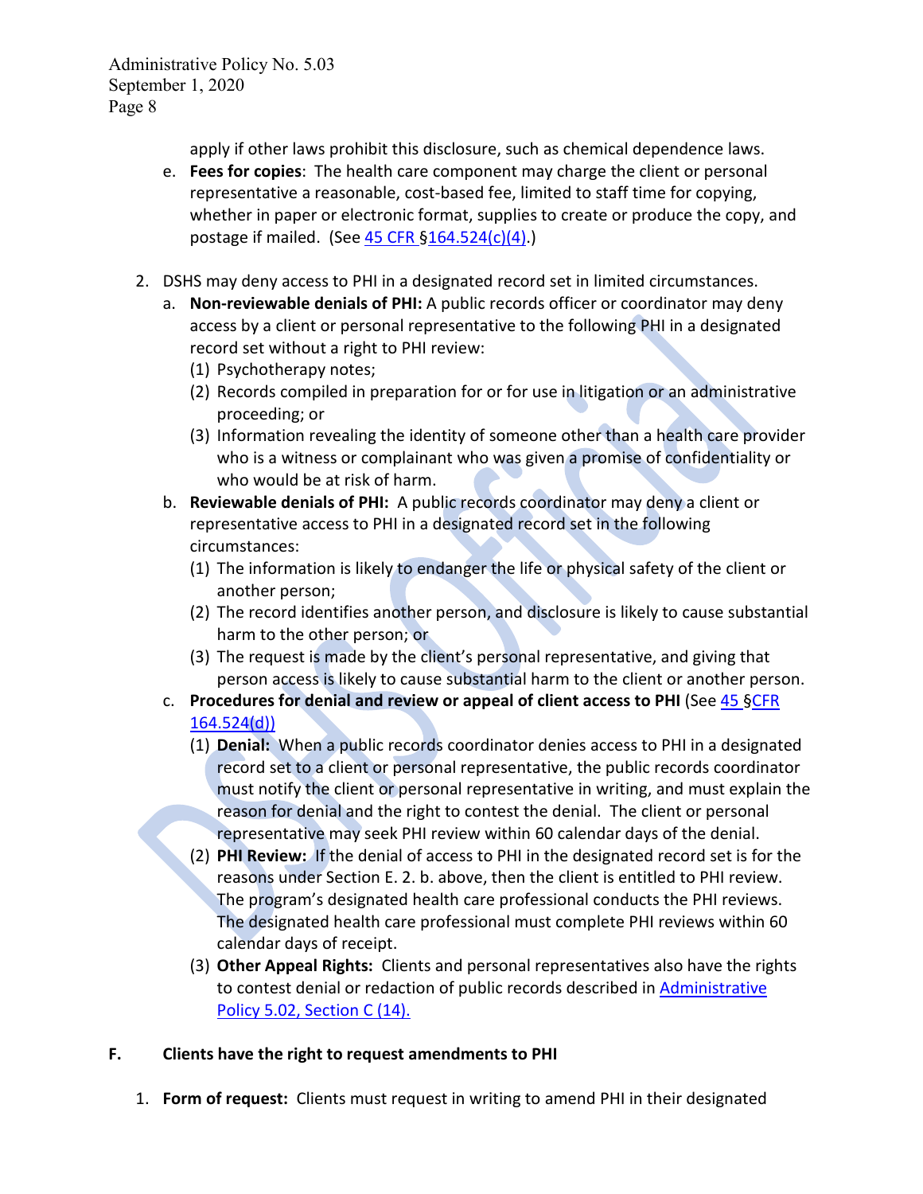apply if other laws prohibit this disclosure, such as chemical dependence laws.

e. **Fees for copies**: The health care component may charge the client or personal representative a reasonable, cost-based fee, limited to staff time for copying, whether in paper or electronic format, supplies to create or produce the copy, and postage if mailed. (See 45 CFR §164.524(c)(4).)

2. DSHS may deny access to PHI in a designated record set in limited circumstances.

   a. **Non-reviewable denials of PHI:** A public records officer or coordinator may deny access by a client or personal representative to the following PHI in a designated record set without a right to PHI review:
      (1) Psychotherapy notes;
      (2) Records compiled in preparation for or for use in litigation or an administrative proceeding; or
      (3) Information revealing the identity of someone other than a health care provider who is a witness or complainant who was given a promise of confidentiality or who would be at risk of harm.

   b. **Reviewable denials of PHI:** A public records coordinator may deny a client or representative access to PHI in a designated record set in the following circumstances:
      (1) The information is likely to endanger the life or physical safety of the client or another person;
      (2) The record identifies another person, and disclosure is likely to cause substantial harm to the other person; or
      (3) The request is made by the client's personal representative, and giving that person access is likely to cause substantial harm to the client or another person.

   c. **Procedures for denial and review or appeal of client access to PHI** (See 45 §CFR 164.524(d))
      (1) **Denial:** When a public records coordinator denies access to PHI in a designated record set to a client or personal representative, the public records coordinator must notify the client or personal representative in writing, and must explain the reason for denial and the right to contest the denial. The client or personal representative may seek PHI review within 60 calendar days of the denial.
      (2) **PHI Review:** If the denial of access to PHI in the designated record set is for the reasons under Section E. 2. b. above, then the client is entitled to PHI review. The program's designated health care professional conducts the PHI reviews. The designated health care professional must complete PHI reviews within 60 calendar days of receipt.
      (3) **Other Appeal Rights:** Clients and personal representatives also have the rights to contest denial or redaction of public records described in Administrative Policy 5.02, Section C (14).

**F. Clients have the right to request amendments to PHI**

1. **Form of request:** Clients must request in writing to amend PHI in their designated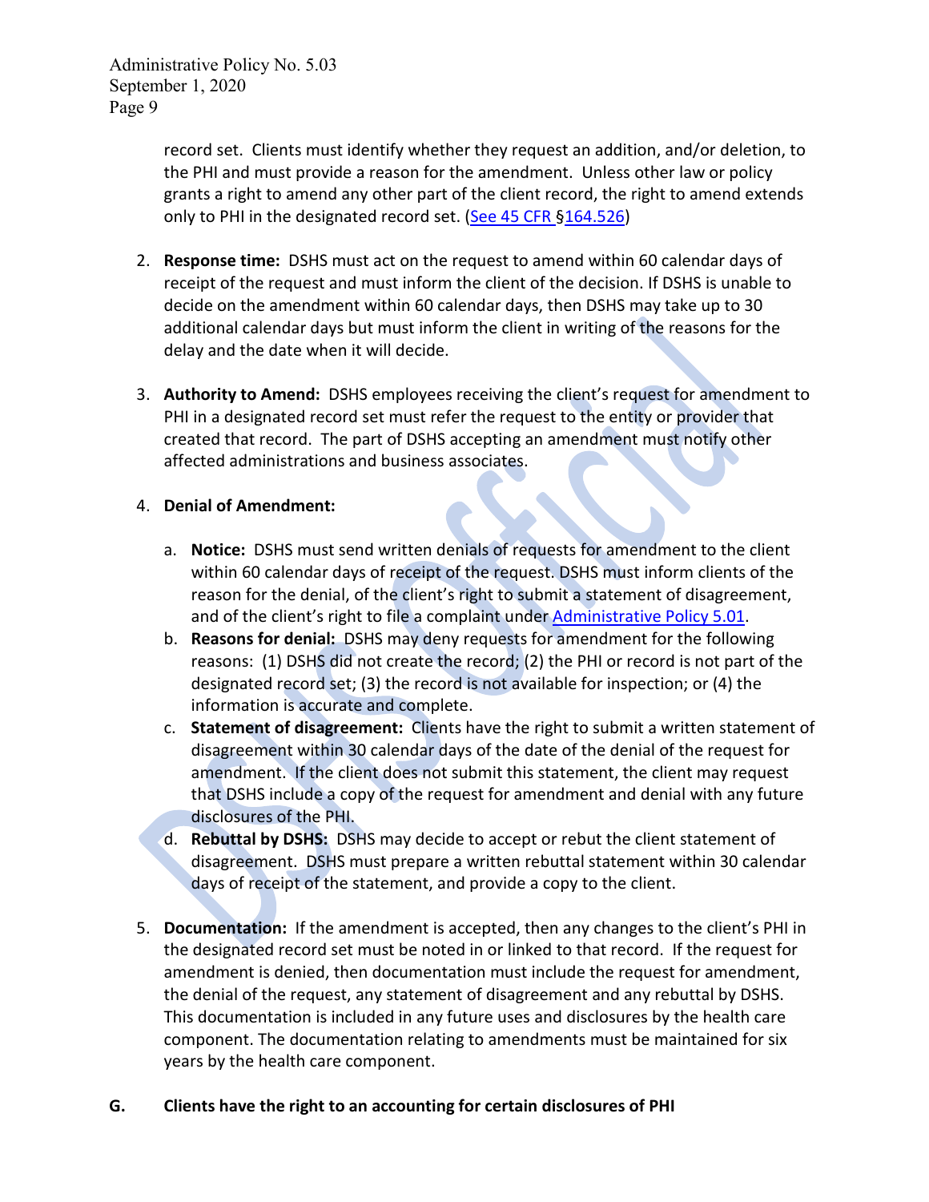record set. Clients must identify whether they request an addition, and/or deletion, to the PHI and must provide a reason for the amendment. Unless other law or policy grants a right to amend any other part of the client record, the right to amend extends only to PHI in the designated record set. (See 45 CFR §164.526)

2. **Response time:** DSHS must act on the request to amend within 60 calendar days of receipt of the request and must inform the client of the decision. If DSHS is unable to decide on the amendment within 60 calendar days, then DSHS may take up to 30 additional calendar days but must inform the client in writing of the reasons for the delay and the date when it will decide.

3. **Authority to Amend:** DSHS employees receiving the client's request for amendment to PHI in a designated record set must refer the request to the entity or provider that created that record. The part of DSHS accepting an amendment must notify other affected administrations and business associates.

4. **Denial of Amendment:**

   a. **Notice:** DSHS must send written denials of requests for amendment to the client within 60 calendar days of receipt of the request. DSHS must inform clients of the reason for the denial, of the client's right to submit a statement of disagreement, and of the client's right to file a complaint under Administrative Policy 5.01.

   b. **Reasons for denial:** DSHS may deny requests for amendment for the following reasons: (1) DSHS did not create the record; (2) the PHI or record is not part of the designated record set; (3) the record is not available for inspection; or (4) the information is accurate and complete.

   c. **Statement of disagreement:** Clients have the right to submit a written statement of disagreement within 30 calendar days of the date of the denial of the request for amendment. If the client does not submit this statement, the client may request that DSHS include a copy of the request for amendment and denial with any future disclosures of the PHI.

   d. **Rebuttal by DSHS:** DSHS may decide to accept or rebut the client statement of disagreement. DSHS must prepare a written rebuttal statement within 30 calendar days of receipt of the statement, and provide a copy to the client.

5. **Documentation:** If the amendment is accepted, then any changes to the client's PHI in the designated record set must be noted in or linked to that record. If the request for amendment is denied, then documentation must include the request for amendment, the denial of the request, any statement of disagreement and any rebuttal by DSHS. This documentation is included in any future uses and disclosures by the health care component. The documentation relating to amendments must be maintained for six years by the health care component.

**G. Clients have the right to an accounting for certain disclosures of PHI**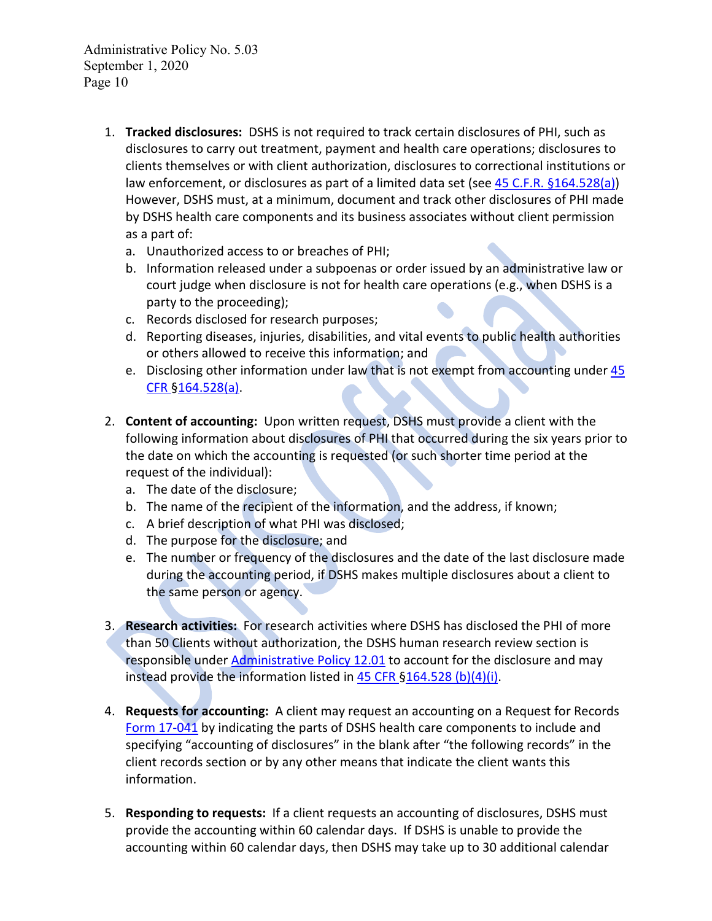1. **Tracked disclosures:** DSHS is not required to track certain disclosures of PHI, such as disclosures to carry out treatment, payment and health care operations; disclosures to clients themselves or with client authorization, disclosures to correctional institutions or law enforcement, or disclosures as part of a limited data set (see [45 C.F.R. §164.528(a)](#)) However, DSHS must, at a minimum, document and track other disclosures of PHI made by DSHS health care components and its business associates without client permission as a part of:
   a. Unauthorized access to or breaches of PHI;
   b. Information released under a subpoenas or order issued by an administrative law or court judge when disclosure is not for health care operations (e.g., when DSHS is a party to the proceeding);
   c. Records disclosed for research purposes;
   d. Reporting diseases, injuries, disabilities, and vital events to public health authorities or others allowed to receive this information; and
   e. Disclosing other information under law that is not exempt from accounting under 45 CFR §164.528(a).

2. **Content of accounting:** Upon written request, DSHS must provide a client with the following information about disclosures of PHI that occurred during the six years prior to the date on which the accounting is requested (or such shorter time period at the request of the individual):
   a. The date of the disclosure;
   b. The name of the recipient of the information, and the address, if known;
   c. A brief description of what PHI was disclosed;
   d. The purpose for the disclosure; and
   e. The number or frequency of the disclosures and the date of the last disclosure made during the accounting period, if DSHS makes multiple disclosures about a client to the same person or agency.

3. **Research activities:** For research activities where DSHS has disclosed the PHI of more than 50 Clients without authorization, the DSHS human research review section is responsible under Administrative Policy 12.01 to account for the disclosure and may instead provide the information listed in 45 CFR §164.528 (b)(4)(i).

4. **Requests for accounting:** A client may request an accounting on a Request for Records Form 17-041 by indicating the parts of DSHS health care components to include and specifying "accounting of disclosures" in the blank after "the following records" in the client records section or by any other means that indicate the client wants this information.

5. **Responding to requests:** If a client requests an accounting of disclosures, DSHS must provide the accounting within 60 calendar days. If DSHS is unable to provide the accounting within 60 calendar days, then DSHS may take up to 30 additional calendar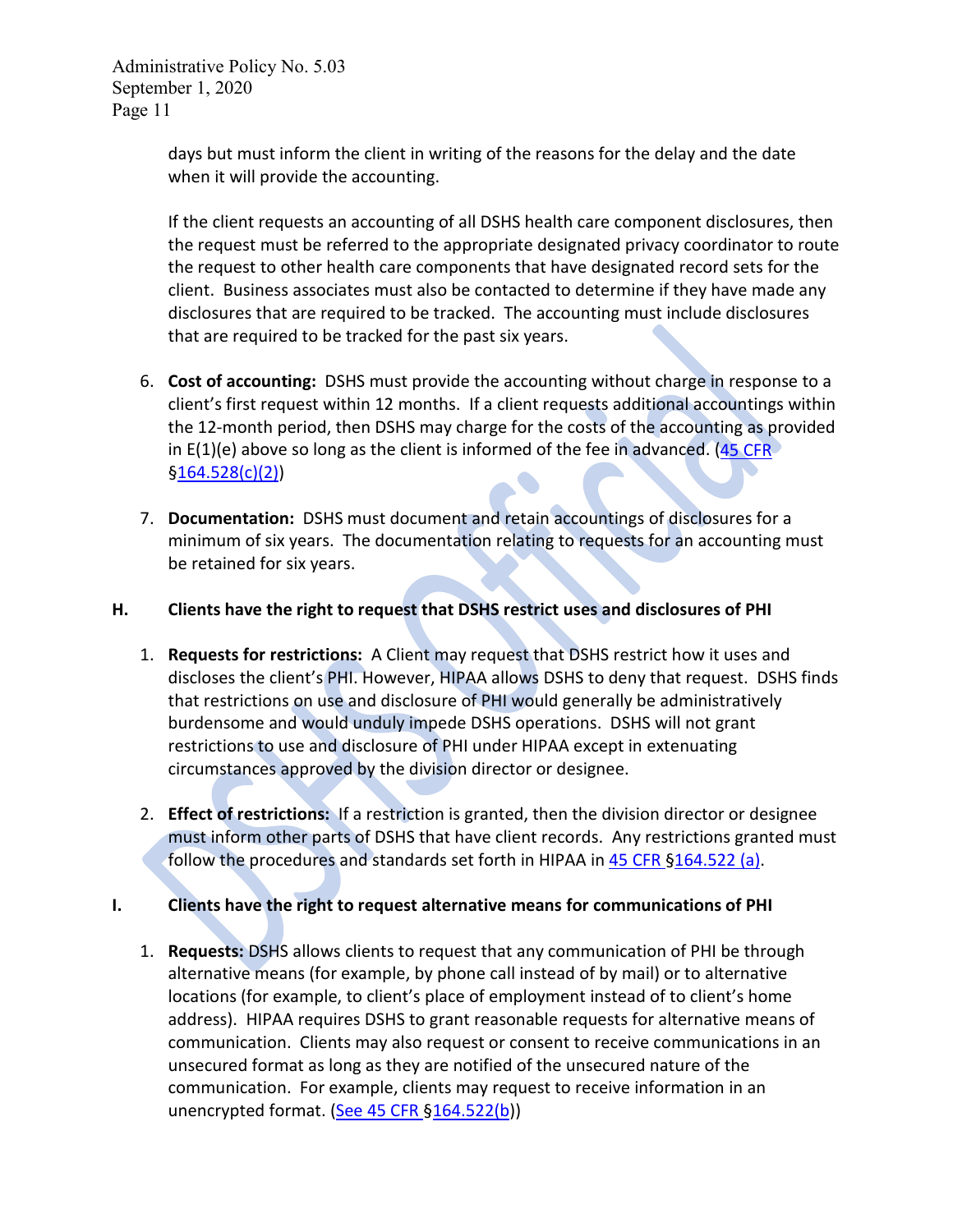days but must inform the client in writing of the reasons for the delay and the date when it will provide the accounting.

If the client requests an accounting of all DSHS health care component disclosures, then the request must be referred to the appropriate designated privacy coordinator to route the request to other health care components that have designated record sets for the client. Business associates must also be contacted to determine if they have made any disclosures that are required to be tracked. The accounting must include disclosures that are required to be tracked for the past six years.

6. **Cost of accounting:** DSHS must provide the accounting without charge in response to a client's first request within 12 months. If a client requests additional accountings within the 12-month period, then DSHS may charge for the costs of the accounting as provided in E(1)(e) above so long as the client is informed of the fee in advanced. (45 CFR §164.528(c)(2))

7. **Documentation:** DSHS must document and retain accountings of disclosures for a minimum of six years. The documentation relating to requests for an accounting must be retained for six years.

## H. Clients have the right to request that DSHS restrict uses and disclosures of PHI

1. **Requests for restrictions:** A Client may request that DSHS restrict how it uses and discloses the client's PHI. However, HIPAA allows DSHS to deny that request. DSHS finds that restrictions on use and disclosure of PHI would generally be administratively burdensome and would unduly impede DSHS operations. DSHS will not grant restrictions to use and disclosure of PHI under HIPAA except in extenuating circumstances approved by the division director or designee.

2. **Effect of restrictions:** If a restriction is granted, then the division director or designee must inform other parts of DSHS that have client records. Any restrictions granted must follow the procedures and standards set forth in HIPAA in 45 CFR §164.522 (a).

## I. Clients have the right to request alternative means for communications of PHI

1. **Requests:** DSHS allows clients to request that any communication of PHI be through alternative means (for example, by phone call instead of by mail) or to alternative locations (for example, to client's place of employment instead of to client's home address). HIPAA requires DSHS to grant reasonable requests for alternative means of communication. Clients may also request or consent to receive communications in an unsecured format as long as they are notified of the unsecured nature of the communication. For example, clients may request to receive information in an unencrypted format. (See 45 CFR §164.522(b))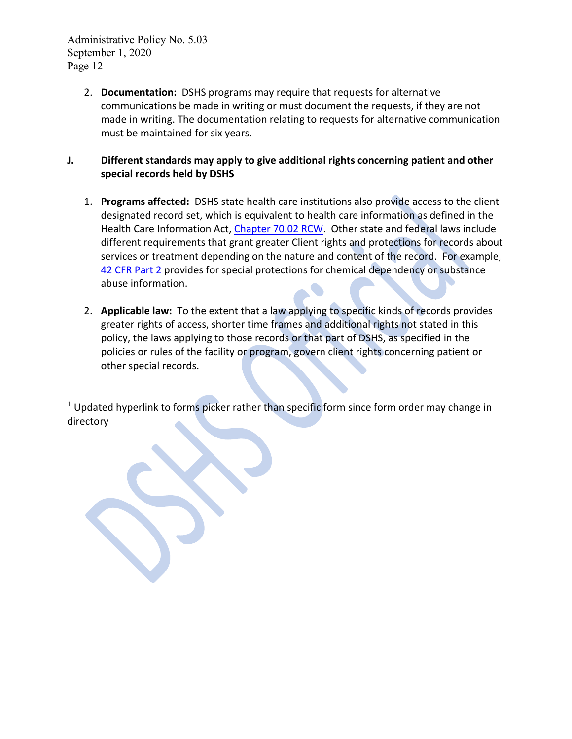2. **Documentation:** DSHS programs may require that requests for alternative communications be made in writing or must document the requests, if they are not made in writing. The documentation relating to requests for alternative communication must be maintained for six years.

**J. Different standards may apply to give additional rights concerning patient and other special records held by DSHS**

1. **Programs affected:** DSHS state health care institutions also provide access to the client designated record set, which is equivalent to health care information as defined in the Health Care Information Act, Chapter 70.02 RCW. Other state and federal laws include different requirements that grant greater Client rights and protections for records about services or treatment depending on the nature and content of the record. For example, 42 CFR Part 2 provides for special protections for chemical dependency or substance abuse information.

2. **Applicable law:** To the extent that a law applying to specific kinds of records provides greater rights of access, shorter time frames and additional rights not stated in this policy, the laws applying to those records or that part of DSHS, as specified in the policies or rules of the facility or program, govern client rights concerning patient or other special records.

[1] Updated hyperlink to forms picker rather than specific form since form order may change in directory